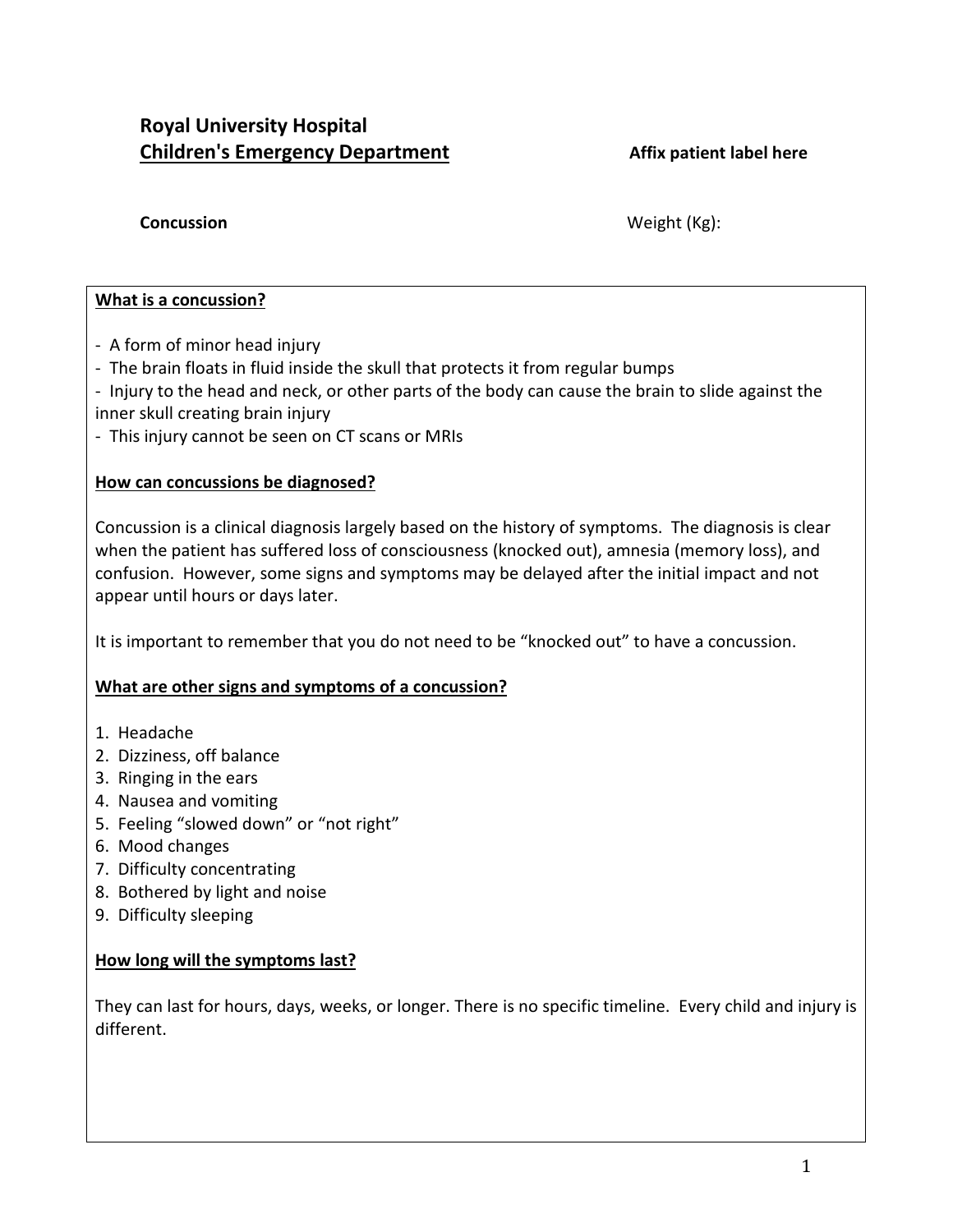**Royal University Hospital**
**Children's Emergency Department** **Affix patient label here**

**Concussion** Weight (Kg):

**What is a concussion?**

- A form of minor head injury
- The brain floats in fluid inside the skull that protects it from regular bumps
- Injury to the head and neck, or other parts of the body can cause the brain to slide against the inner skull creating brain injury
- This injury cannot be seen on CT scans or MRIs

**How can concussions be diagnosed?**

Concussion is a clinical diagnosis largely based on the history of symptoms. The diagnosis is clear when the patient has suffered loss of consciousness (knocked out), amnesia (memory loss), and confusion. However, some signs and symptoms may be delayed after the initial impact and not appear until hours or days later.

It is important to remember that you do not need to be "knocked out" to have a concussion.

**What are other signs and symptoms of a concussion?**

1. Headache
2. Dizziness, off balance
3. Ringing in the ears
4. Nausea and vomiting
5. Feeling "slowed down" or "not right"
6. Mood changes
7. Difficulty concentrating
8. Bothered by light and noise
9. Difficulty sleeping

**How long will the symptoms last?**

They can last for hours, days, weeks, or longer. There is no specific timeline. Every child and injury is different.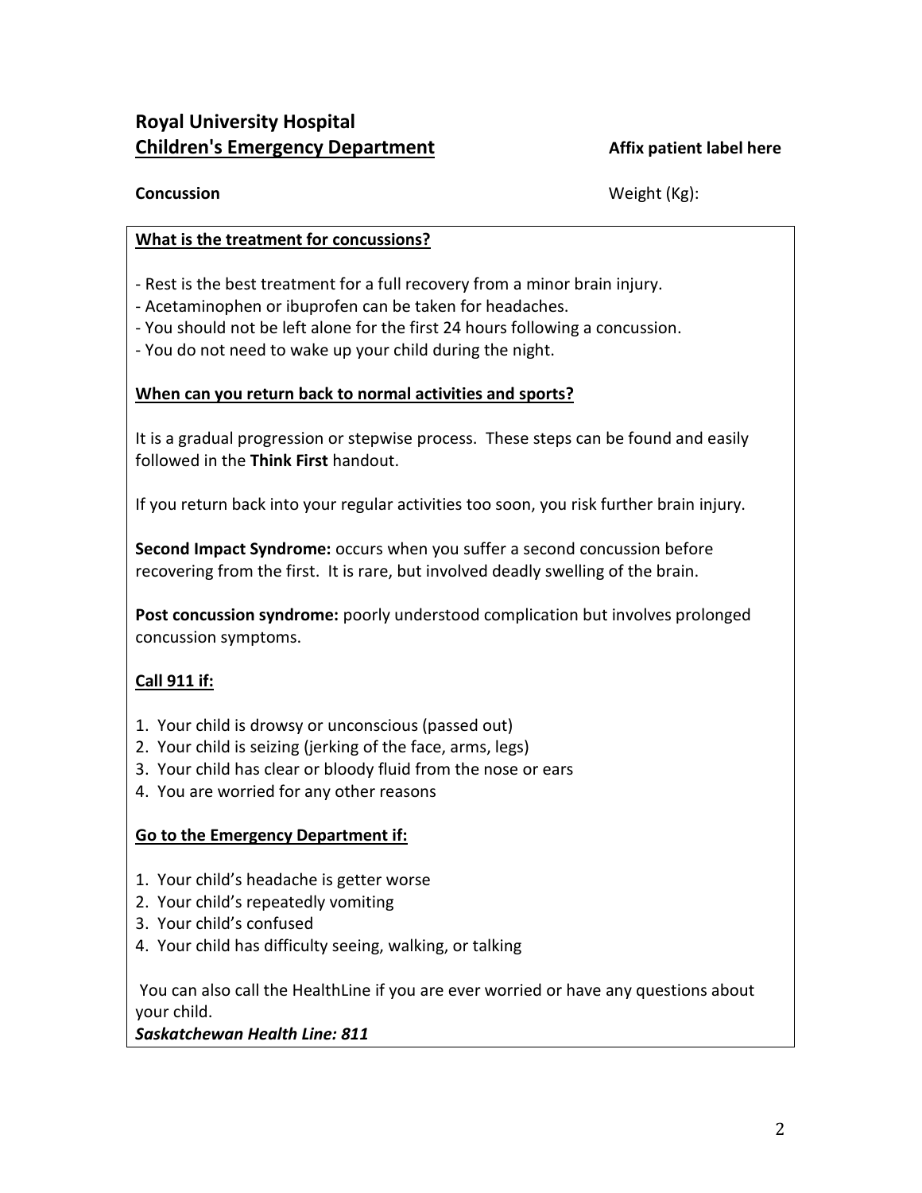## Royal University Hospital
## Children's Emergency Department

**Affix patient label here**

**Concussion**

Weight (Kg):

**What is the treatment for concussions?**

- Rest is the best treatment for a full recovery from a minor brain injury.
- Acetaminophen or ibuprofen can be taken for headaches.
- You should not be left alone for the first 24 hours following a concussion.
- You do not need to wake up your child during the night.

**When can you return back to normal activities and sports?**

It is a gradual progression or stepwise process. These steps can be found and easily followed in the **Think First** handout.

If you return back into your regular activities too soon, you risk further brain injury.

**Second Impact Syndrome:** occurs when you suffer a second concussion before recovering from the first. It is rare, but involved deadly swelling of the brain.

**Post concussion syndrome:** poorly understood complication but involves prolonged concussion symptoms.

**Call 911 if:**

1. Your child is drowsy or unconscious (passed out)
2. Your child is seizing (jerking of the face, arms, legs)
3. Your child has clear or bloody fluid from the nose or ears
4. You are worried for any other reasons

**Go to the Emergency Department if:**

1. Your child's headache is getter worse
2. Your child's repeatedly vomiting
3. Your child's confused
4. Your child has difficulty seeing, walking, or talking

You can also call the HealthLine if you are ever worried or have any questions about your child.

***Saskatchewan Health Line: 811***